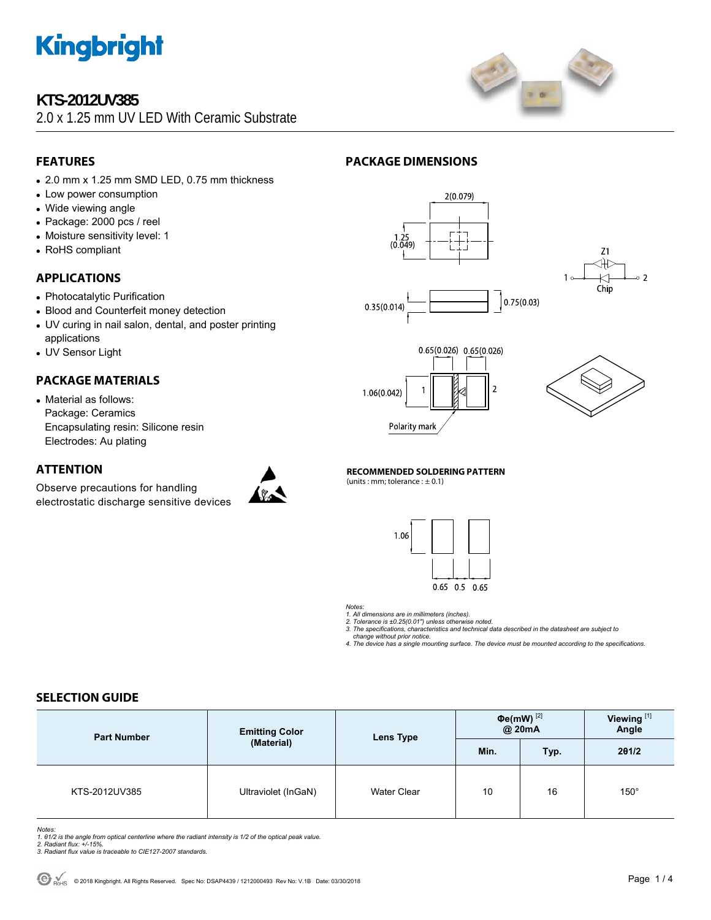# KTS-2012UV385

2.0 x 1.25 mm UV LED With Ceramic Substrate

## FEATURES

- 2.0 mm x 1.25 mm SMD LED, 0.75 mm thickness
- Low power consumption
- Wide viewing angle
- Package: 2000 pcs / reel
- Moisture sensitivity level: 1
- RoHS compliant

## APPLICATIONS

- Photocatalytic Purification
- Blood and Counterfeit money detection
- UV curing in nail salon, dental, and poster printing applications
- UV Sensor Light

## PACKAGE MATERIALS

- Material as follows:
  Package: Ceramics
  Encapsulating resin: Silicone resin
  Electrodes: Au plating

## ATTENTION

Observe precautions for handling electrostatic discharge sensitive devices

## PACKAGE DIMENSIONS

2(0.079)
1.25 (0.049)
0.35(0.014)
0.75(0.03)
0.65(0.026) 0.65(0.026)
1.06(0.042)
1 2
Polarity mark
Z1
Chip

**RECOMMENDED SOLDERING PATTERN**
(units : mm; tolerance : ± 0.1)

1.06
0.65 0.5 0.65

*Notes:*
*1. All dimensions are in millimeters (inches).*
*2. Tolerance is ±0.25(0.01") unless otherwise noted.*
*3. The specifications, characteristics and technical data described in the datasheet are subject to change without prior notice.*
*4. The device has a single mounting surface. The device must be mounted according to the specifications.*

## SELECTION GUIDE

| Part Number | Emitting Color (Material) | Lens Type | Φe(mW) [2] @ 20mA | | Viewing [1] Angle |
|---|---|---|---|---|---|
| | | | Min. | Typ. | 2θ1/2 |
| KTS-2012UV385 | Ultraviolet (InGaN) | Water Clear | 10 | 16 | 150° |

*Notes:*
*1. θ1/2 is the angle from optical centerline where the radiant intensity is 1/2 of the optical peak value.*
*2. Radiant flux: +/-15%.*
*3. Radiant flux value is traceable to CIE127-2007 standards.*

© 2018 Kingbright. All Rights Reserved. Spec No: DSAP4439 / 1212000493 Rev No: V.1B Date: 03/30/2018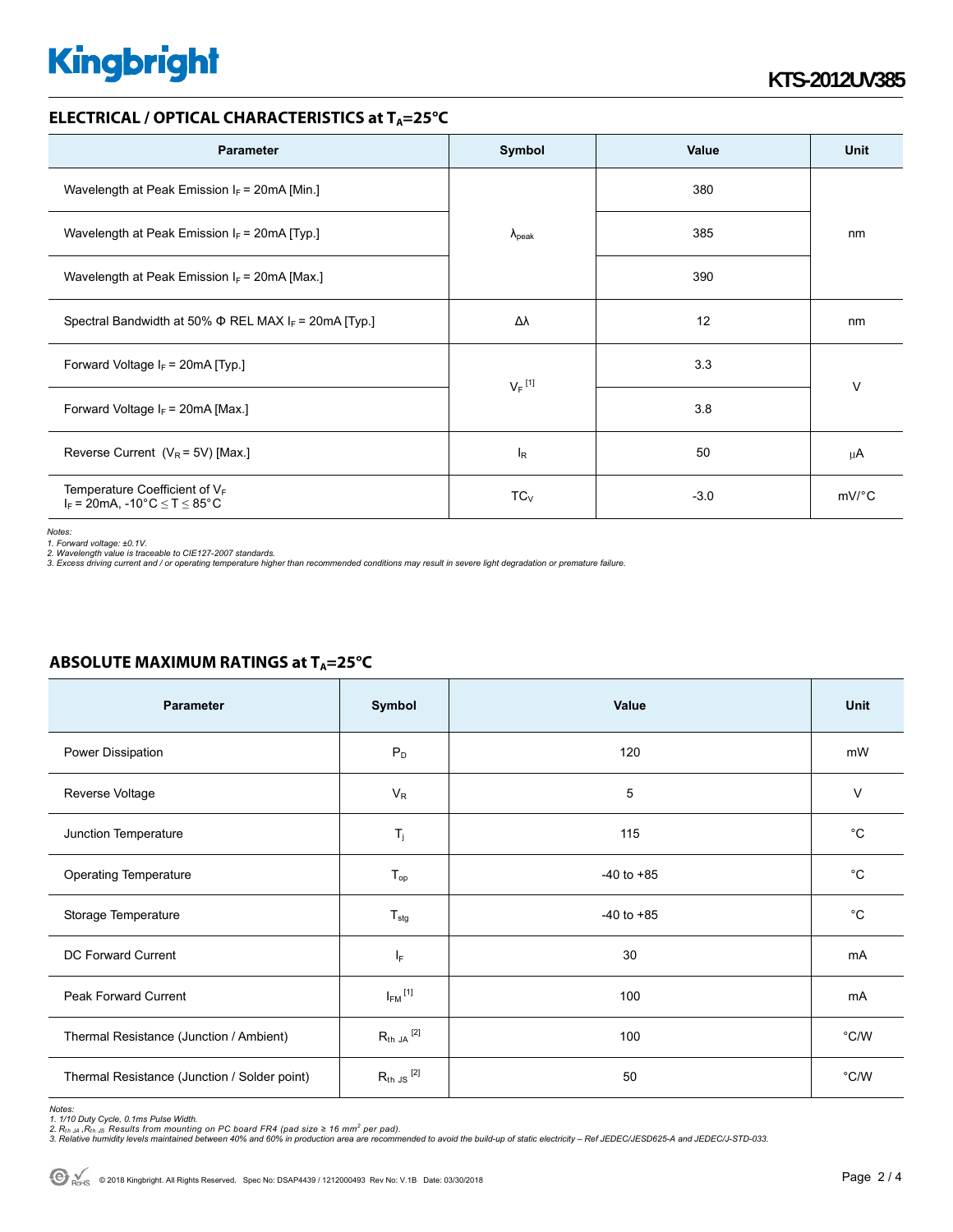## ELECTRICAL / OPTICAL CHARACTERISTICS at $T_A$=25°C

| Parameter | Symbol | Value | Unit |
|---|---|---|---|
| Wavelength at Peak Emission $I_F$ = 20mA [Min.] | $λ_{peak}$ | 380 | nm |
| Wavelength at Peak Emission $I_F$ = 20mA [Typ.] | | 385 | |
| Wavelength at Peak Emission $I_F$ = 20mA [Max.] | | 390 | |
| Spectral Bandwidth at 50% Φ REL MAX $I_F$ = 20mA [Typ.] | Δλ | 12 | nm |
| Forward Voltage $I_F$ = 20mA [Typ.] | $V_F$ [1] | 3.3 | V |
| Forward Voltage $I_F$ = 20mA [Max.] | | 3.8 | |
| Reverse Current ($V_R$ = 5V) [Max.] | $I_R$ | 50 | μA |
| Temperature Coefficient of $V_F$ $I_F$ = 20mA, -10°C ≤ T ≤ 85°C | $TC_V$ | -3.0 | mV/°C |

*Notes:*
*1. Forward voltage: ±0.1V.*
*2. Wavelength value is traceable to CIE127-2007 standards.*
*3. Excess driving current and / or operating temperature higher than recommended conditions may result in severe light degradation or premature failure.*

## ABSOLUTE MAXIMUM RATINGS at $T_A$=25°C

| Parameter | Symbol | Value | Unit |
|---|---|---|---|
| Power Dissipation | $P_D$ | 120 | mW |
| Reverse Voltage | $V_R$ | 5 | V |
| Junction Temperature | $T_j$ | 115 | °C |
| Operating Temperature | $T_{op}$ | -40 to +85 | °C |
| Storage Temperature | $T_{stg}$ | -40 to +85 | °C |
| DC Forward Current | $I_F$ | 30 | mA |
| Peak Forward Current | $I_{FM}$ [1] | 100 | mA |
| Thermal Resistance (Junction / Ambient) | $R_{th\ JA}$ [2] | 100 | °C/W |
| Thermal Resistance (Junction / Solder point) | $R_{th\ JS}$ [2] | 50 | °C/W |

*Notes:*
*1. 1/10 Duty Cycle, 0.1ms Pulse Width.*
*2. $R_{th\ JA}$ ,$R_{th\ JS}$ Results from mounting on PC board FR4 (pad size ≥ 16 $mm^2$ per pad).*
*3. Relative humidity levels maintained between 40% and 60% in production area are recommended to avoid the build-up of static electricity – Ref JEDEC/JESD625-A and JEDEC/J-STD-033.*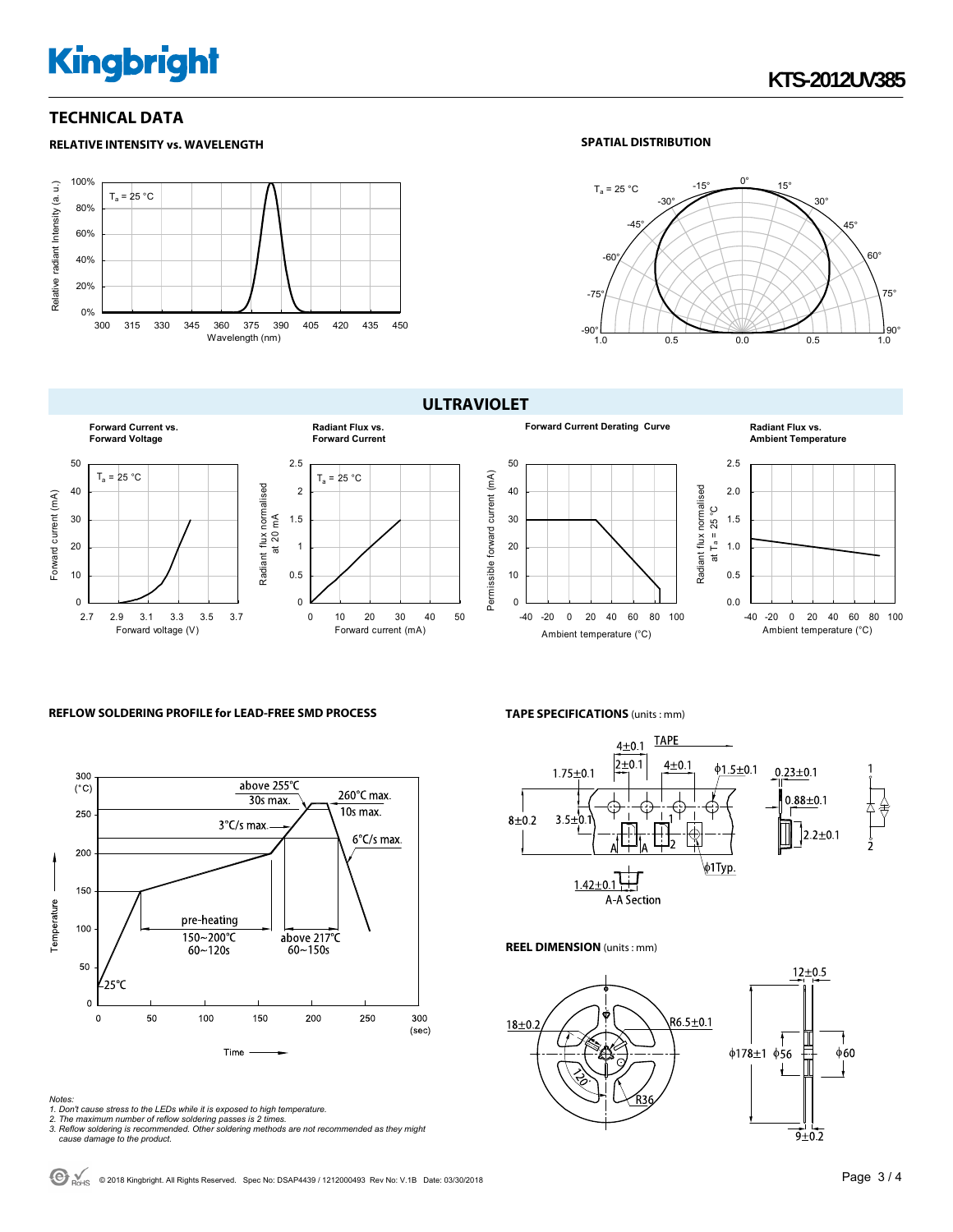## TECHNICAL DATA

### RELATIVE INTENSITY vs. WAVELENGTH

### SPATIAL DISTRIBUTION

## ULTRAVIOLET

**Forward Current vs. Forward Voltage**

**Radiant Flux vs. Forward Current**

**Forward Current Derating Curve**

**Radiant Flux vs. Ambient Temperature**

### REFLOW SOLDERING PROFILE for LEAD-FREE SMD PROCESS

### TAPE SPECIFICATIONS (units : mm)

### REEL DIMENSION (units : mm)

*Notes:*
*1. Don't cause stress to the LEDs while it is exposed to high temperature.*
*2. The maximum number of reflow soldering passes is 2 times.*
*3. Reflow soldering is recommended. Other soldering methods are not recommended as they might cause damage to the product.*

© 2018 Kingbright. All Rights Reserved. Spec No: DSAP4439 / 1212000493 Rev No: V.1B Date: 03/30/2018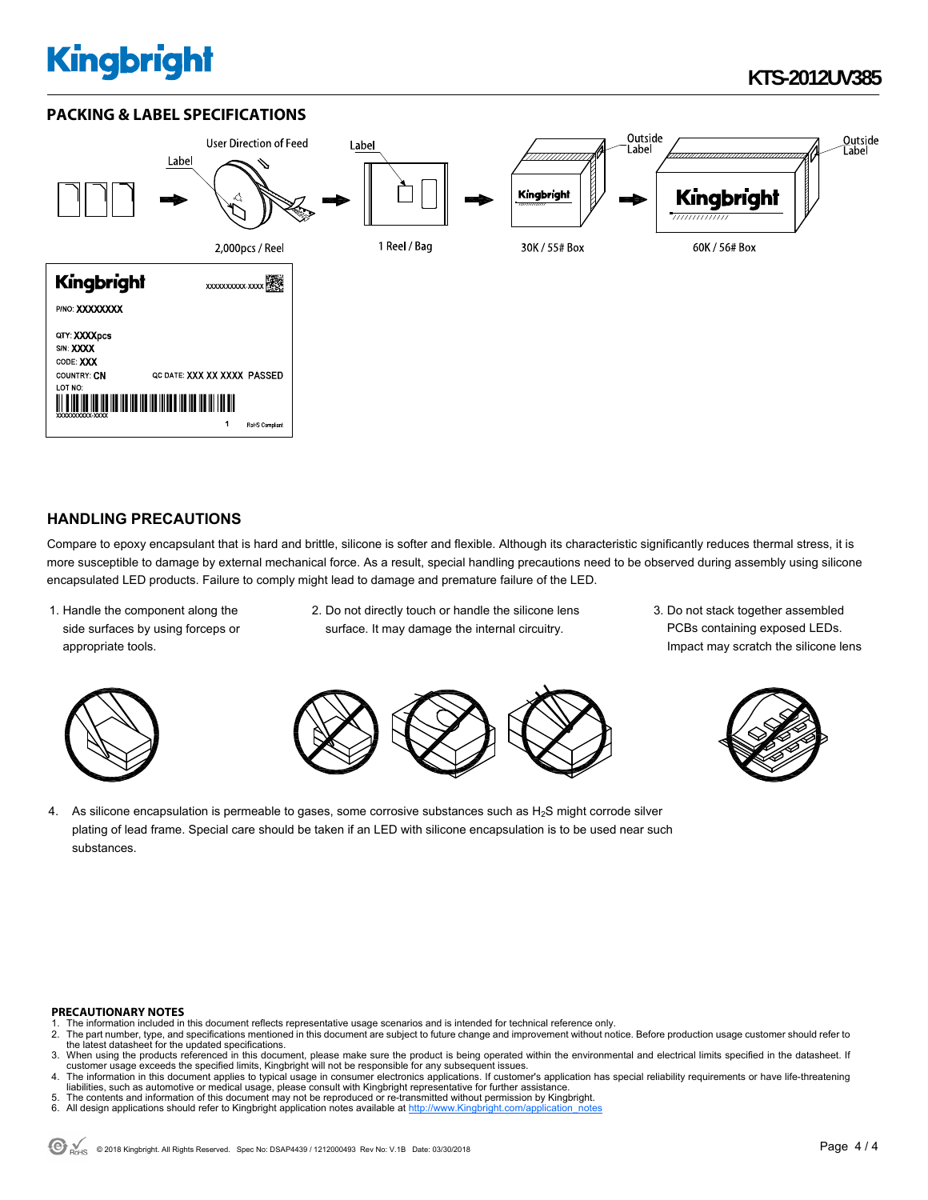## PACKING & LABEL SPECIFICATIONS

User Direction of Feed

Label

Label

Outside Label

Outside Label

2,000pcs / Reel

1 Reel / Bag

30K / 55# Box

60K / 56# Box

Kingbright

XXXXXXXXXX-XXXX

P/NO: XXXXXXXX

QTY: XXXXpcs

S/N: XXXX

CODE: XXX

COUNTRY: CN

QC DATE: XXX XX XXXX PASSED

LOT NO:

XXXXXXXXXX-XXXX

1

RoHS Compliant

## HANDLING PRECAUTIONS

Compare to epoxy encapsulant that is hard and brittle, silicone is softer and flexible. Although its characteristic significantly reduces thermal stress, it is more susceptible to damage by external mechanical force. As a result, special handling precautions need to be observed during assembly using silicone encapsulated LED products. Failure to comply might lead to damage and premature failure of the LED.

1. Handle the component along the side surfaces by using forceps or appropriate tools.
2. Do not directly touch or handle the silicone lens surface. It may damage the internal circuitry.
3. Do not stack together assembled PCBs containing exposed LEDs. Impact may scratch the silicone lens
4. As silicone encapsulation is permeable to gases, some corrosive substances such as $H_2S$ might corrode silver plating of lead frame. Special care should be taken if an LED with silicone encapsulation is to be used near such substances.

### PRECAUTIONARY NOTES

1. The information included in this document reflects representative usage scenarios and is intended for technical reference only.
2. The part number, type, and specifications mentioned in this document are subject to future change and improvement without notice. Before production usage customer should refer to the latest datasheet for the updated specifications.
3. When using the products referenced in this document, please make sure the product is being operated within the environmental and electrical limits specified in the datasheet. If customer usage exceeds the specified limits, Kingbright will not be responsible for any subsequent issues.
4. The information in this document applies to typical usage in consumer electronics applications. If customer's application has special reliability requirements or have life-threatening liabilities, such as automotive or medical usage, please consult with Kingbright representative for further assistance.
5. The contents and information of this document may not be reproduced or re-transmitted without permission by Kingbright.
6. All design applications should refer to Kingbright application notes available at http://www.Kingbright.com/application_notes

© 2018 Kingbright. All Rights Reserved. Spec No: DSAP4439 / 1212000493 Rev No: V.1B Date: 03/30/2018